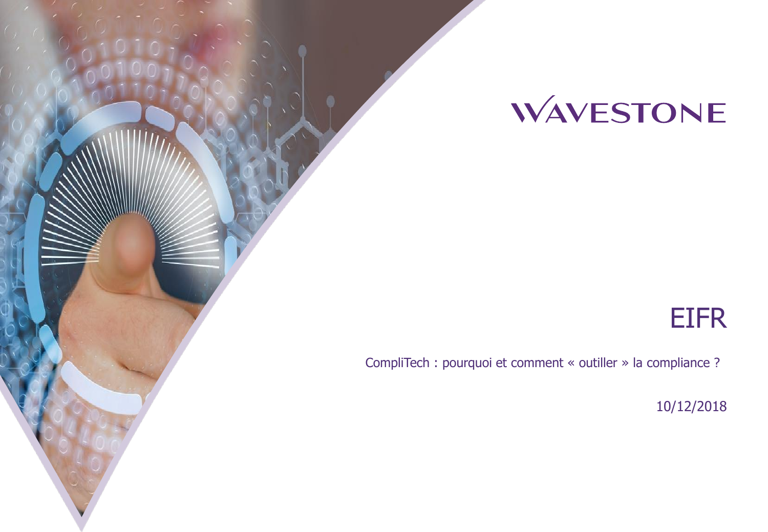WAVESTONE

# EIFR

CompliTech : pourquoi et comment « outiller » la compliance ?

10/12/2018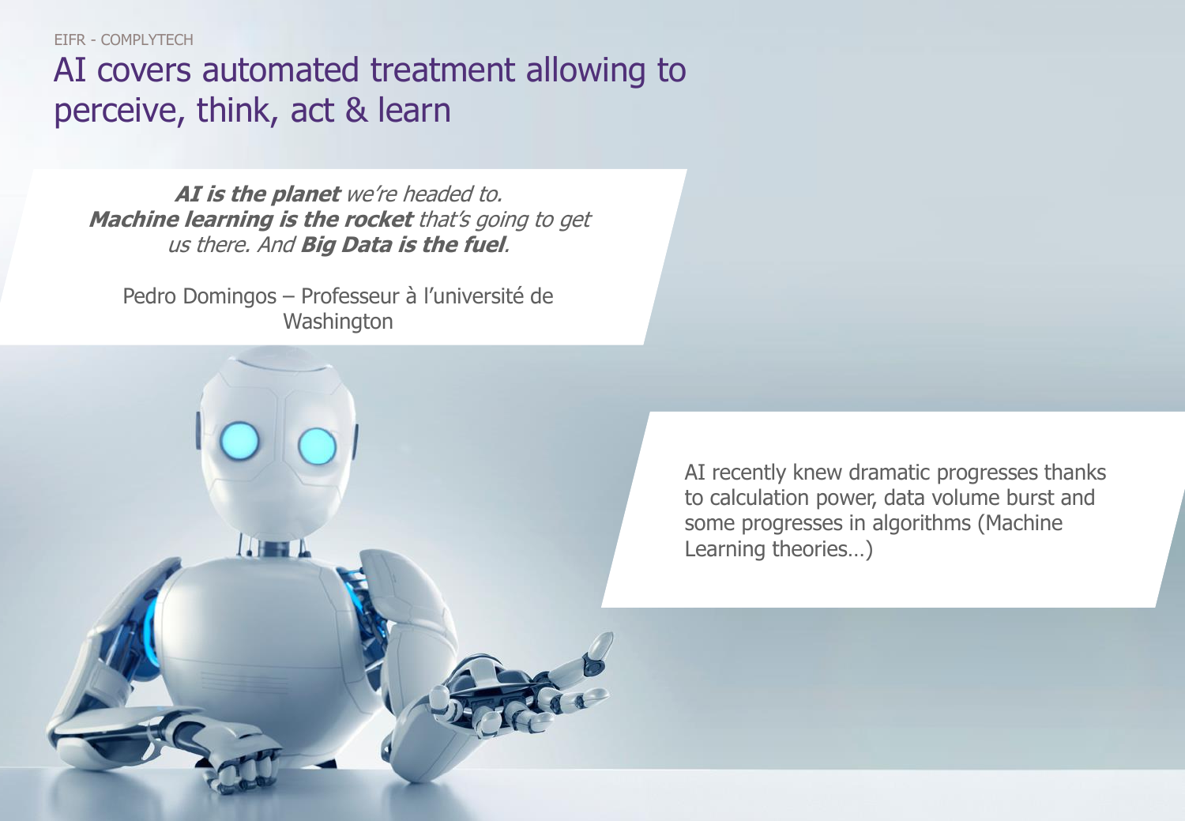EIFR - COMPLYTECH

# AI covers automated treatment allowing to perceive, think, act & learn

***AI is the planet*** *we're headed to.*
***Machine learning is the rocket*** *that's going to get us there. And* ***Big Data is the fuel****.*

Pedro Domingos – Professeur à l'université de Washington

AI recently knew dramatic progresses thanks to calculation power, data volume burst and some progresses in algorithms (Machine Learning theories…)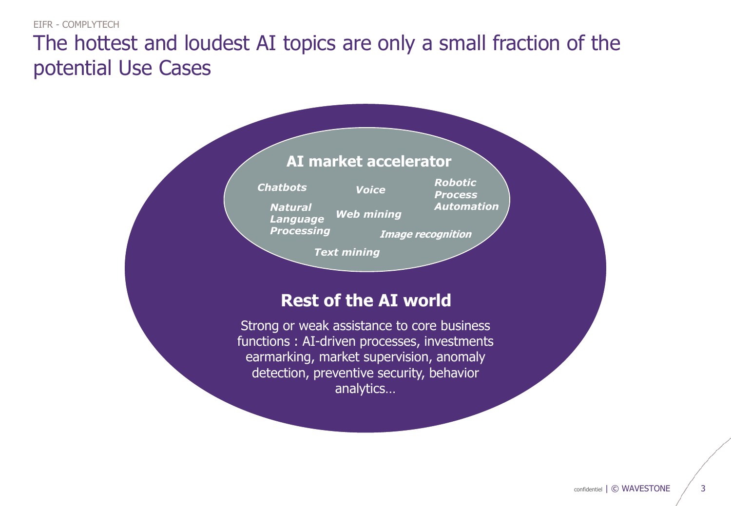# The hottest and loudest AI topics are only a small fraction of the potential Use Cases

## AI market accelerator

*Chatbots*

*Voice*

*Robotic Process Automation*

*Natural Language Processing*

*Web mining*

*Image recognition*

*Text mining*

## Rest of the AI world

Strong or weak assistance to core business functions : AI-driven processes, investments earmarking, market supervision, anomaly detection, preventive security, behavior analytics…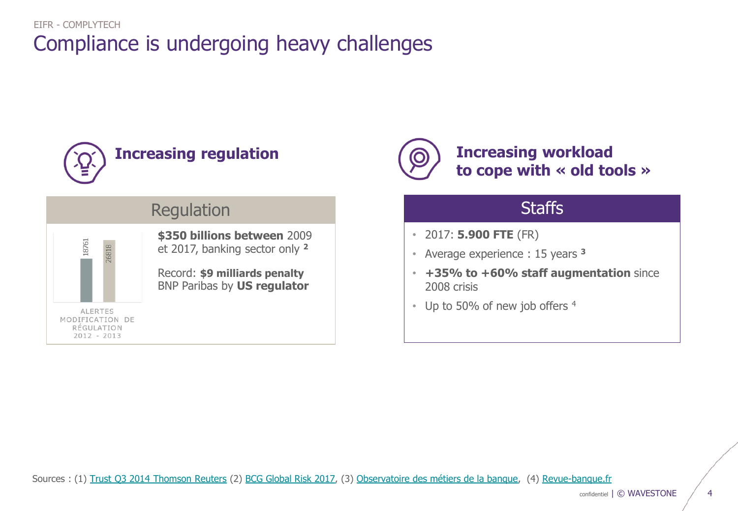# Compliance is undergoing heavy challenges

## Increasing regulation

### Regulation

| 18761 | 26818 |
|---|---|

ALERTES MODIFICATION DE RÉGULATION 2012 - 2013

**$350 billions between** 2009 et 2017, banking sector only [2]

Record: **$9 milliards penalty** BNP Paribas by **US regulator**

## Increasing workload to cope with « old tools »

### Staffs

- 2017: **5.900 FTE** (FR)
- Average experience : 15 years [3]
- **+35% to +60% staff augmentation** since 2008 crisis
- Up to 50% of new job offers [4]

Sources : (1) Trust Q3 2014 Thomson Reuters (2) BCG Global Risk 2017, (3) Observatoire des métiers de la banque, (4) Revue-banque.fr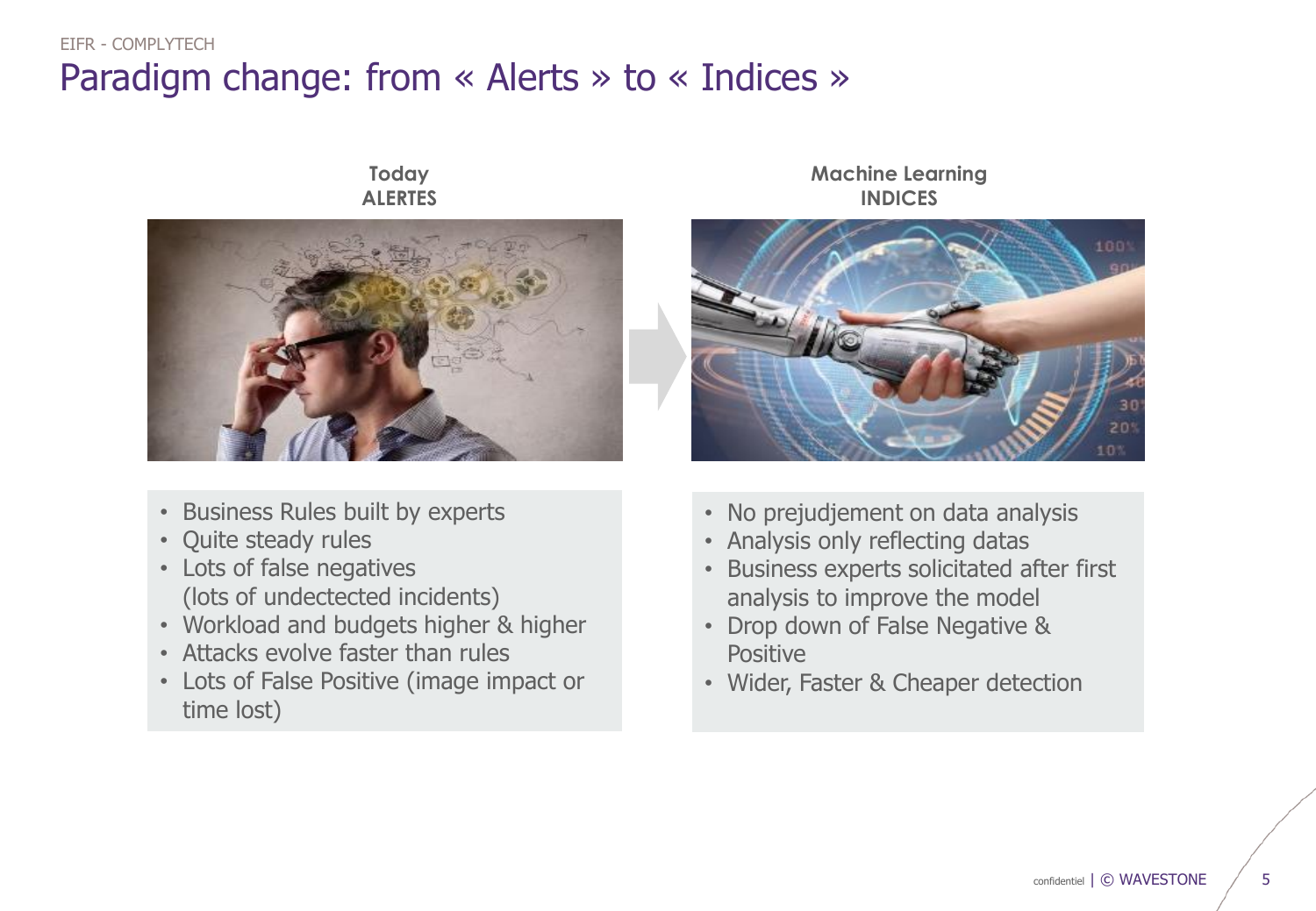# Paradigm change: from « Alerts » to « Indices »

**Today**
**ALERTES**

- Business Rules built by experts
- Quite steady rules
- Lots of false negatives (lots of undectected incidents)
- Workload and budgets higher & higher
- Attacks evolve faster than rules
- Lots of False Positive (image impact or time lost)

**Machine Learning**
**INDICES**

- No prejudjement on data analysis
- Analysis only reflecting datas
- Business experts solicitated after first analysis to improve the model
- Drop down of False Negative & Positive
- Wider, Faster & Cheaper detection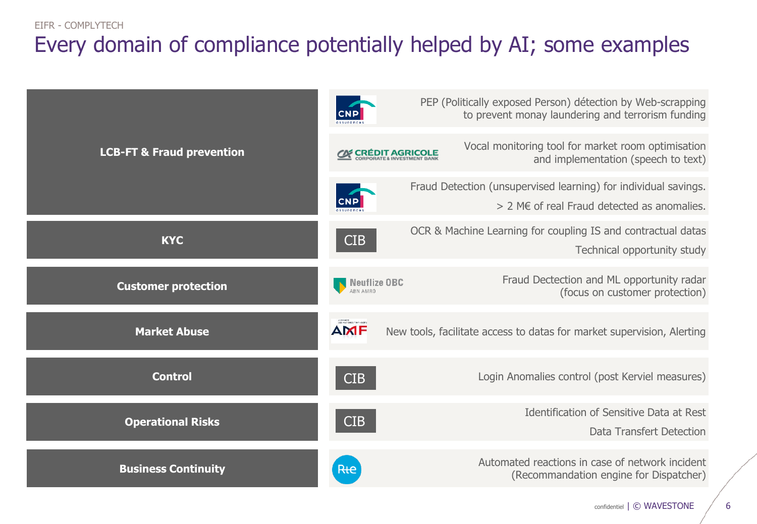EIFR - COMPLYTECH

# Every domain of compliance potentially helped by AI; some examples

| Domain | Organisation | Example |
| --- | --- | --- |
| **LCB-FT & Fraud prevention** | CNP assurances | PEP (Politically exposed Person) détection by Web-scrapping to prevent monay laundering and terrorism funding |
| | CRÉDIT AGRICOLE CORPORATE & INVESTMENT BANK | Vocal monitoring tool for market room optimisation and implementation (speech to text) |
| | CNP assurances | Fraud Detection (unsupervised learning) for individual savings. > 2 M€ of real Fraud detected as anomalies. |
| **KYC** | CIB | OCR & Machine Learning for coupling IS and contractual datas<br>Technical opportunity study |
| **Customer protection** | Neuflize OBC ABN AMRO | Fraud Dectection and ML opportunity radar (focus on customer protection) |
| **Market Abuse** | AMF | New tools, facilitate access to datas for market supervision, Alerting |
| **Control** | CIB | Login Anomalies control (post Kerviel measures) |
| **Operational Risks** | CIB | Identification of Sensitive Data at Rest<br>Data Transfert Detection |
| **Business Continuity** | Rte | Automated reactions in case of network incident (Recommandation engine for Dispatcher) |

confidentiel | © WAVESTONE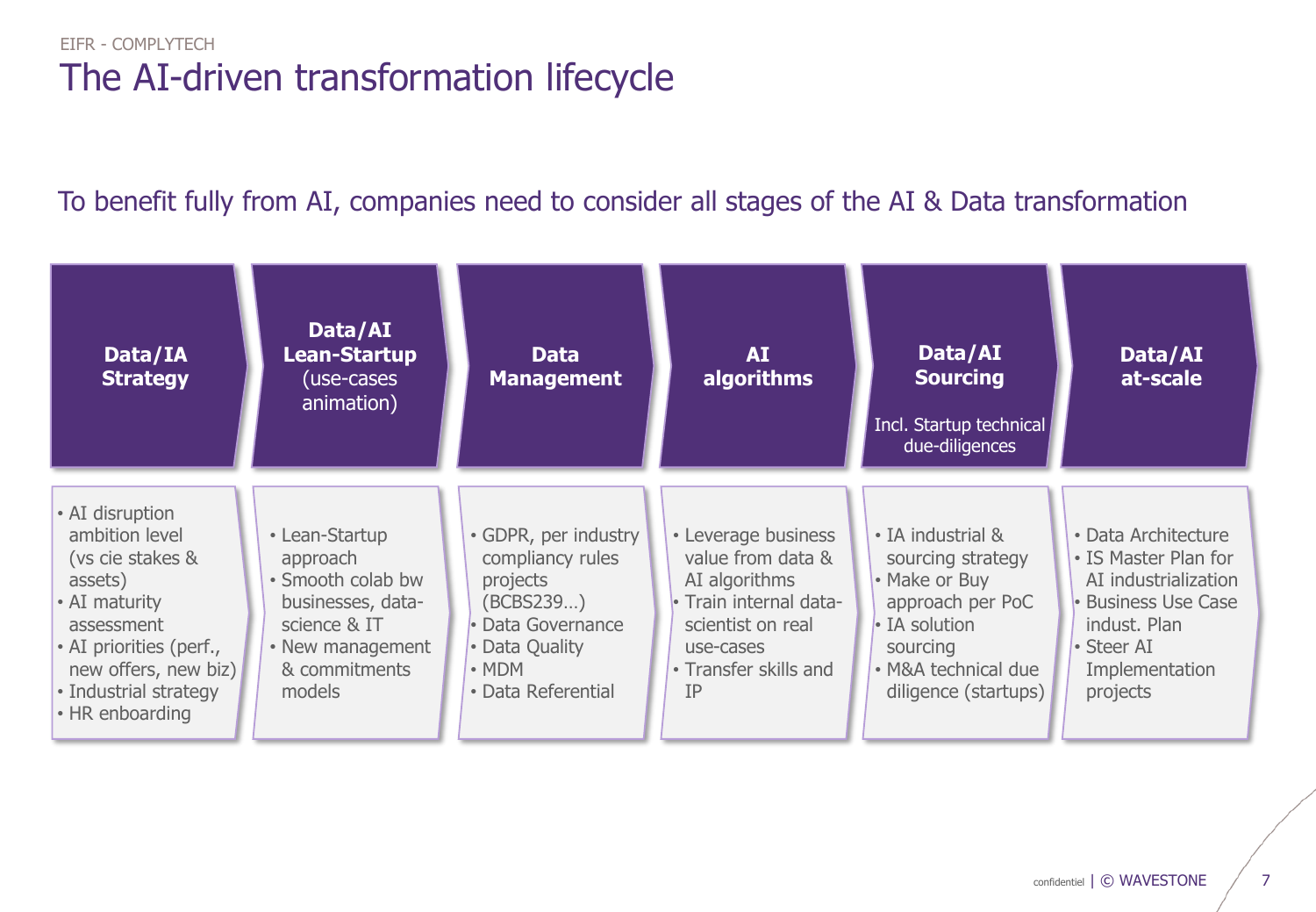EIFR - COMPLYTECH

# The AI-driven transformation lifecycle

## To benefit fully from AI, companies need to consider all stages of the AI & Data transformation

| **Data/IA Strategy** | **Data/AI Lean-Startup** (use-cases animation) | **Data Management** | **AI algorithms** | **Data/AI Sourcing** Incl. Startup technical due-diligences | **Data/AI at-scale** |
|---|---|---|---|---|---|
| • AI disruption ambition level (vs cie stakes & assets)<br>• AI maturity assessment<br>• AI priorities (perf., new offers, new biz)<br>• Industrial strategy<br>• HR enboarding | • Lean-Startup approach<br>• Smooth colab bw businesses, data-science & IT<br>• New management & commitments models | • GDPR, per industry compliancy rules projects (BCBS239…)<br>• Data Governance<br>• Data Quality<br>• MDM<br>• Data Referential | • Leverage business value from data & AI algorithms<br>• Train internal data-scientist on real use-cases<br>• Transfer skills and IP | • IA industrial & sourcing strategy<br>• Make or Buy approach per PoC<br>• IA solution sourcing<br>• M&A technical due diligence (startups) | • Data Architecture<br>• IS Master Plan for AI industrialization<br>• Business Use Case indust. Plan<br>• Steer AI Implementation projects |

confidentiel | © WAVESTONE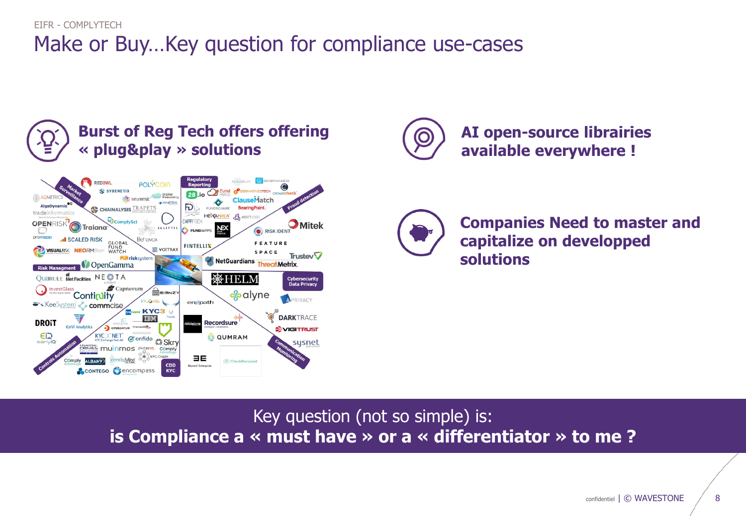EIFR - COMPLYTECH

# Make or Buy…Key question for compliance use-cases

## Burst of Reg Tech offers offering « plug&play » solutions

## AI open-source libraries available everywhere !

## Companies Need to master and capitalize on developped solutions

Key question (not so simple) is:

**is Compliance a « must have » or a « differentiator » to me ?**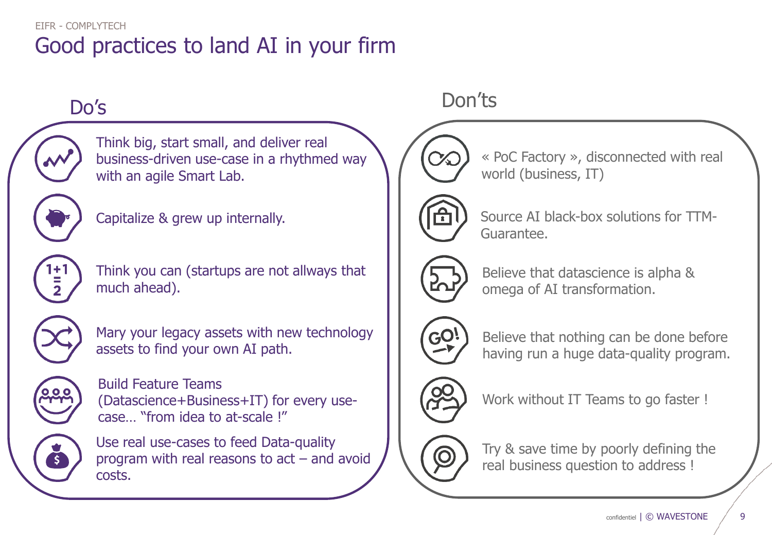# Good practices to land AI in your firm

## Do's

- Think big, start small, and deliver real business-driven use-case in a rhythmed way with an agile Smart Lab.
- Capitalize & grew up internally.
- Think you can (startups are not allways that much ahead).
- Mary your legacy assets with new technology assets to find your own AI path.
- Build Feature Teams (Datascience+Business+IT) for every use-case… "from idea to at-scale !"
- Use real use-cases to feed Data-quality program with real reasons to act – and avoid costs.

## Don'ts

- « PoC Factory », disconnected with real world (business, IT)
- Source AI black-box solutions for TTM-Guarantee.
- Believe that datascience is alpha & omega of AI transformation.
- Believe that nothing can be done before having run a huge data-quality program.
- Work without IT Teams to go faster !
- Try & save time by poorly defining the real business question to address !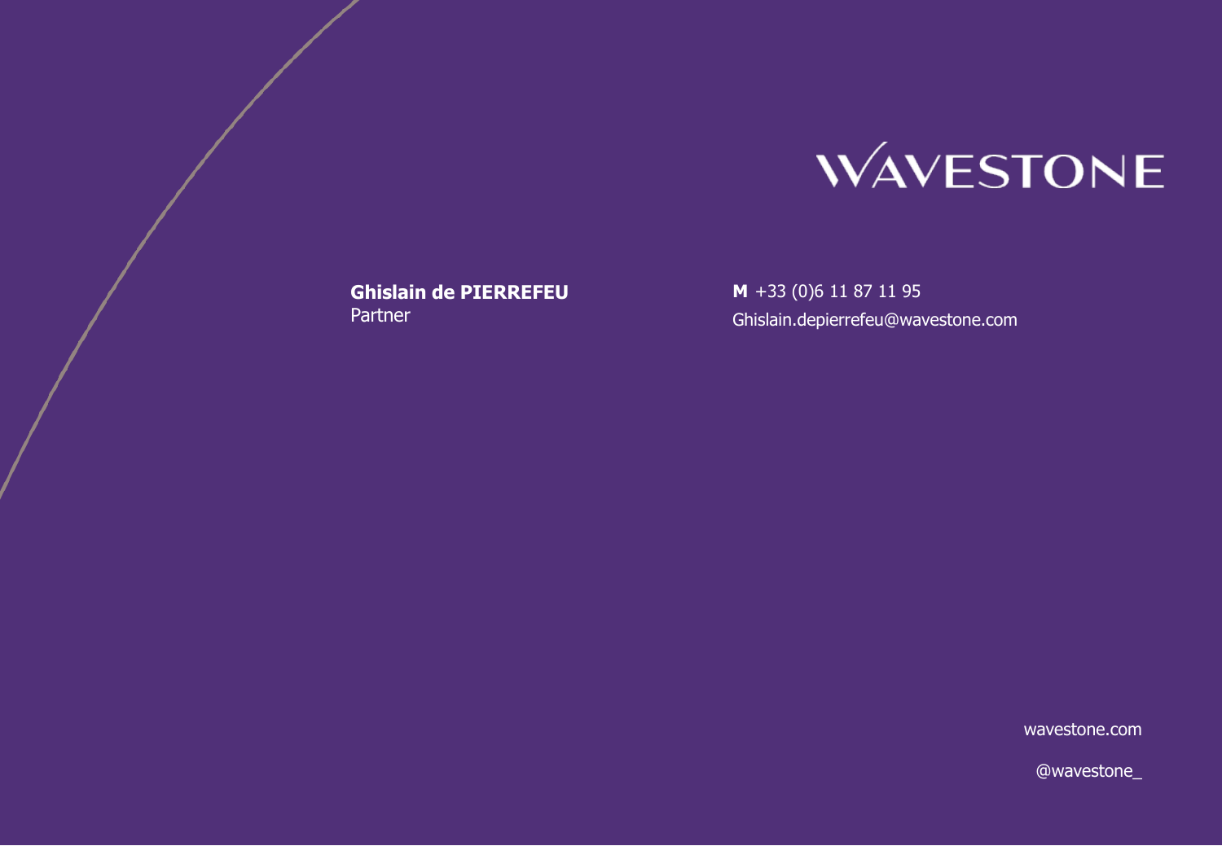WAVESTONE

**Ghislain de PIERREFEU**
Partner

**M** +33 (0)6 11 87 11 95
Ghislain.depierrefeu@wavestone.com

wavestone.com

@wavestone_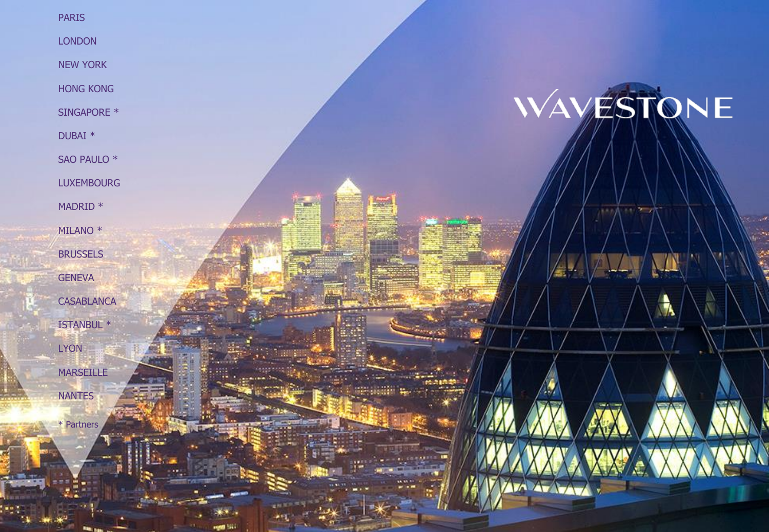PARIS

LONDON

NEW YORK

HONG KONG

SINGAPORE *

DUBAI *

SAO PAULO *

LUXEMBOURG

MADRID *

MILANO *

BRUSSELS

GENEVA

CASABLANCA

ISTANBUL *

LYON

MARSEILLE

NANTES

* Partners

WAVESTONE